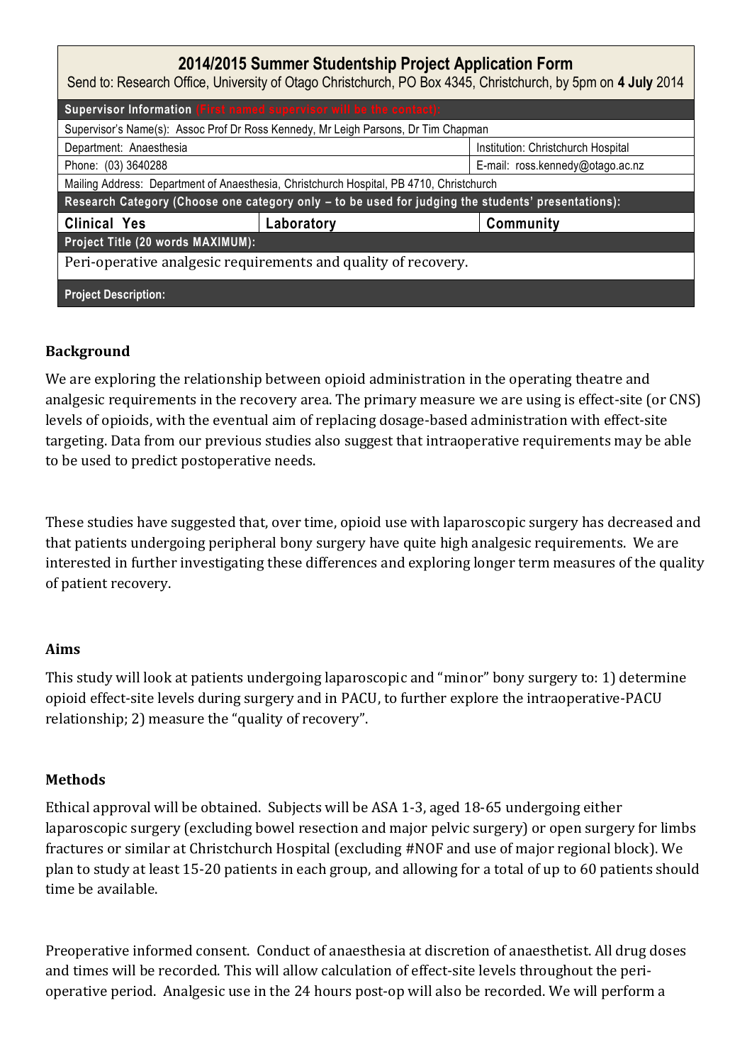## 2014/2015 Summer Studentship Project Application Form

Send to: Research Office, University of Otago Christchurch, PO Box 4345, Christchurch, by 5pm on **4 July** 2014

| **Supervisor Information** (First named supervisor will be the contact): | | |
|---|---|---|
| Supervisor's Name(s): Assoc Prof Dr Ross Kennedy, Mr Leigh Parsons, Dr Tim Chapman | | |
| Department: Anaesthesia | | Institution: Christchurch Hospital |
| Phone: (03) 3640288 | | E-mail: ross.kennedy@otago.ac.nz |
| Mailing Address: Department of Anaesthesia, Christchurch Hospital, PB 4710, Christchurch | | |
| **Research Category (Choose one category only – to be used for judging the students' presentations):** | | |
| **Clinical Yes** | **Laboratory** | **Community** |
| **Project Title (20 words MAXIMUM):** | | |
| Peri-operative analgesic requirements and quality of recovery. | | |
| **Project Description:** | | |

### Background

We are exploring the relationship between opioid administration in the operating theatre and analgesic requirements in the recovery area. The primary measure we are using is effect-site (or CNS) levels of opioids, with the eventual aim of replacing dosage-based administration with effect-site targeting. Data from our previous studies also suggest that intraoperative requirements may be able to be used to predict postoperative needs.

These studies have suggested that, over time, opioid use with laparoscopic surgery has decreased and that patients undergoing peripheral bony surgery have quite high analgesic requirements. We are interested in further investigating these differences and exploring longer term measures of the quality of patient recovery.

### Aims

This study will look at patients undergoing laparoscopic and "minor" bony surgery to: 1) determine opioid effect-site levels during surgery and in PACU, to further explore the intraoperative-PACU relationship; 2) measure the "quality of recovery".

### Methods

Ethical approval will be obtained. Subjects will be ASA 1-3, aged 18-65 undergoing either laparoscopic surgery (excluding bowel resection and major pelvic surgery) or open surgery for limbs fractures or similar at Christchurch Hospital (excluding #NOF and use of major regional block). We plan to study at least 15-20 patients in each group, and allowing for a total of up to 60 patients should time be available.

Preoperative informed consent. Conduct of anaesthesia at discretion of anaesthetist. All drug doses and times will be recorded. This will allow calculation of effect-site levels throughout the peri-operative period. Analgesic use in the 24 hours post-op will also be recorded. We will perform a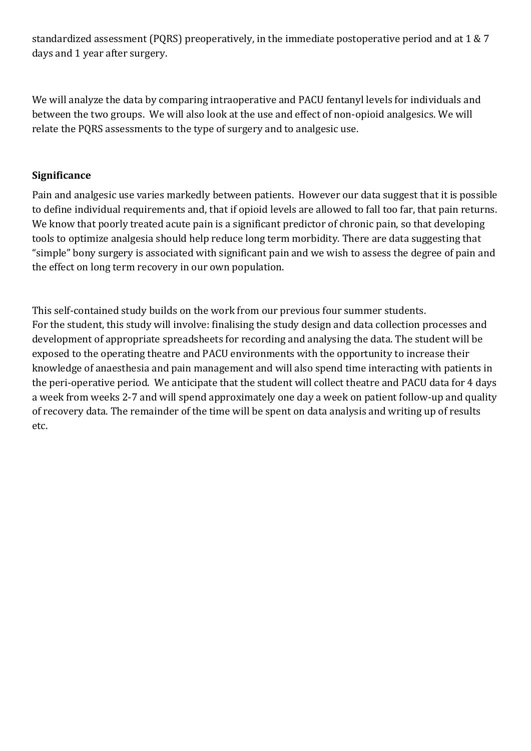standardized assessment (PQRS) preoperatively, in the immediate postoperative period and at 1 & 7 days and 1 year after surgery.

We will analyze the data by comparing intraoperative and PACU fentanyl levels for individuals and between the two groups. We will also look at the use and effect of non-opioid analgesics. We will relate the PQRS assessments to the type of surgery and to analgesic use.

**Significance**

Pain and analgesic use varies markedly between patients. However our data suggest that it is possible to define individual requirements and, that if opioid levels are allowed to fall too far, that pain returns. We know that poorly treated acute pain is a significant predictor of chronic pain, so that developing tools to optimize analgesia should help reduce long term morbidity. There are data suggesting that "simple" bony surgery is associated with significant pain and we wish to assess the degree of pain and the effect on long term recovery in our own population.

This self-contained study builds on the work from our previous four summer students.
For the student, this study will involve: finalising the study design and data collection processes and development of appropriate spreadsheets for recording and analysing the data. The student will be exposed to the operating theatre and PACU environments with the opportunity to increase their knowledge of anaesthesia and pain management and will also spend time interacting with patients in the peri-operative period. We anticipate that the student will collect theatre and PACU data for 4 days a week from weeks 2-7 and will spend approximately one day a week on patient follow-up and quality of recovery data. The remainder of the time will be spent on data analysis and writing up of results etc.